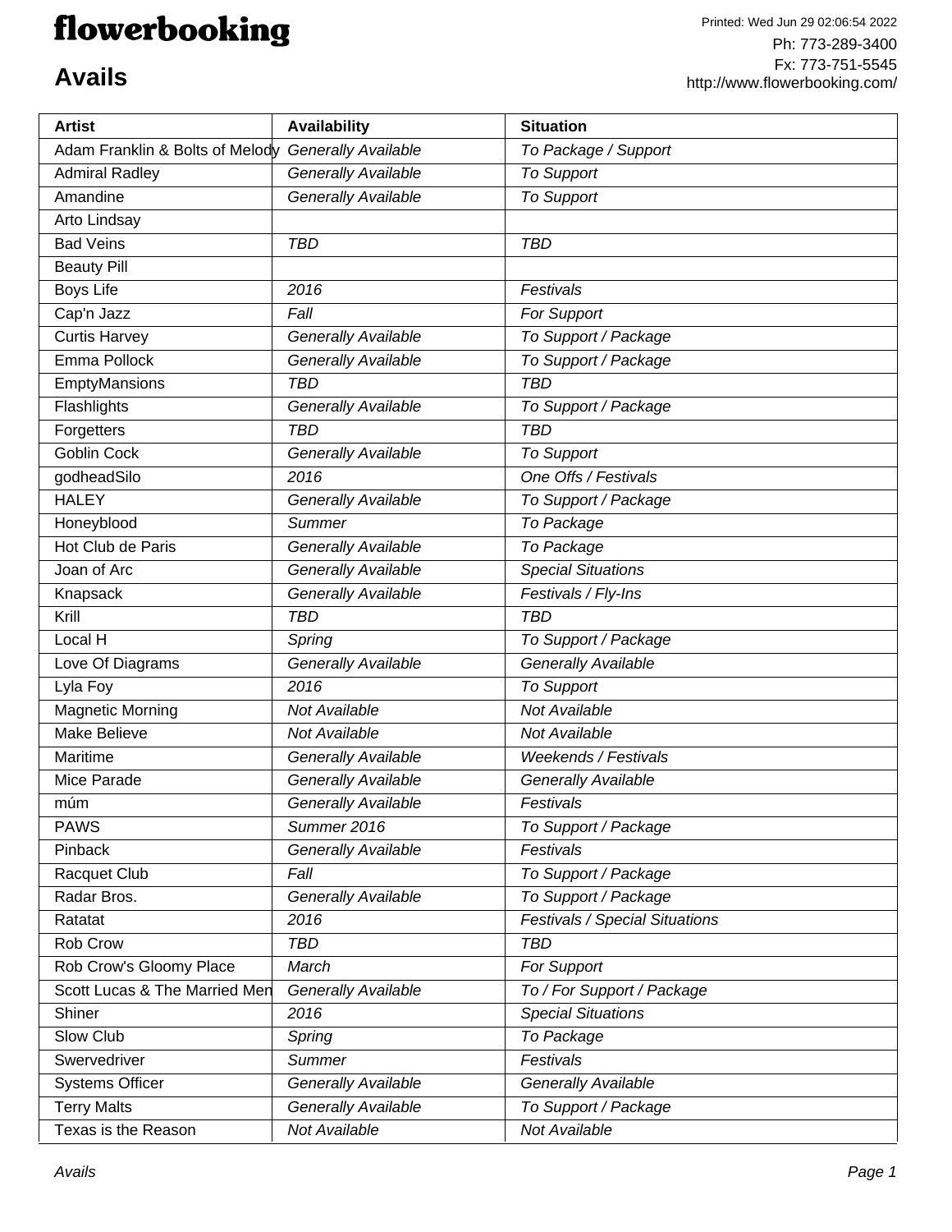# flowerbooking

Printed: Wed Jun 29 02:06:54 2022

Ph: 773-289-3400
Fx: 773-751-5545
http://www.flowerbooking.com/

## Avails

| Artist | Availability | Situation |
|---|---|---|
| Adam Franklin & Bolts of Melody | *Generally Available* | *To Package / Support* |
| Admiral Radley | *Generally Available* | *To Support* |
| Amandine | *Generally Available* | *To Support* |
| Arto Lindsay | | |
| Bad Veins | *TBD* | *TBD* |
| Beauty Pill | | |
| Boys Life | *2016* | *Festivals* |
| Cap'n Jazz | *Fall* | *For Support* |
| Curtis Harvey | *Generally Available* | *To Support / Package* |
| Emma Pollock | *Generally Available* | *To Support / Package* |
| EmptyMansions | *TBD* | *TBD* |
| Flashlights | *Generally Available* | *To Support / Package* |
| Forgetters | *TBD* | *TBD* |
| Goblin Cock | *Generally Available* | *To Support* |
| godheadSilo | *2016* | *One Offs / Festivals* |
| HALEY | *Generally Available* | *To Support / Package* |
| Honeyblood | *Summer* | *To Package* |
| Hot Club de Paris | *Generally Available* | *To Package* |
| Joan of Arc | *Generally Available* | *Special Situations* |
| Knapsack | *Generally Available* | *Festivals / Fly-Ins* |
| Krill | *TBD* | *TBD* |
| Local H | *Spring* | *To Support / Package* |
| Love Of Diagrams | *Generally Available* | *Generally Available* |
| Lyla Foy | *2016* | *To Support* |
| Magnetic Morning | *Not Available* | *Not Available* |
| Make Believe | *Not Available* | *Not Available* |
| Maritime | *Generally Available* | *Weekends / Festivals* |
| Mice Parade | *Generally Available* | *Generally Available* |
| múm | *Generally Available* | *Festivals* |
| PAWS | *Summer 2016* | *To Support / Package* |
| Pinback | *Generally Available* | *Festivals* |
| Racquet Club | *Fall* | *To Support / Package* |
| Radar Bros. | *Generally Available* | *To Support / Package* |
| Ratatat | *2016* | *Festivals / Special Situations* |
| Rob Crow | *TBD* | *TBD* |
| Rob Crow's Gloomy Place | *March* | *For Support* |
| Scott Lucas & The Married Men | *Generally Available* | *To / For Support / Package* |
| Shiner | *2016* | *Special Situations* |
| Slow Club | *Spring* | *To Package* |
| Swervedriver | *Summer* | *Festivals* |
| Systems Officer | *Generally Available* | *Generally Available* |
| Terry Malts | *Generally Available* | *To Support / Package* |
| Texas is the Reason | *Not Available* | *Not Available* |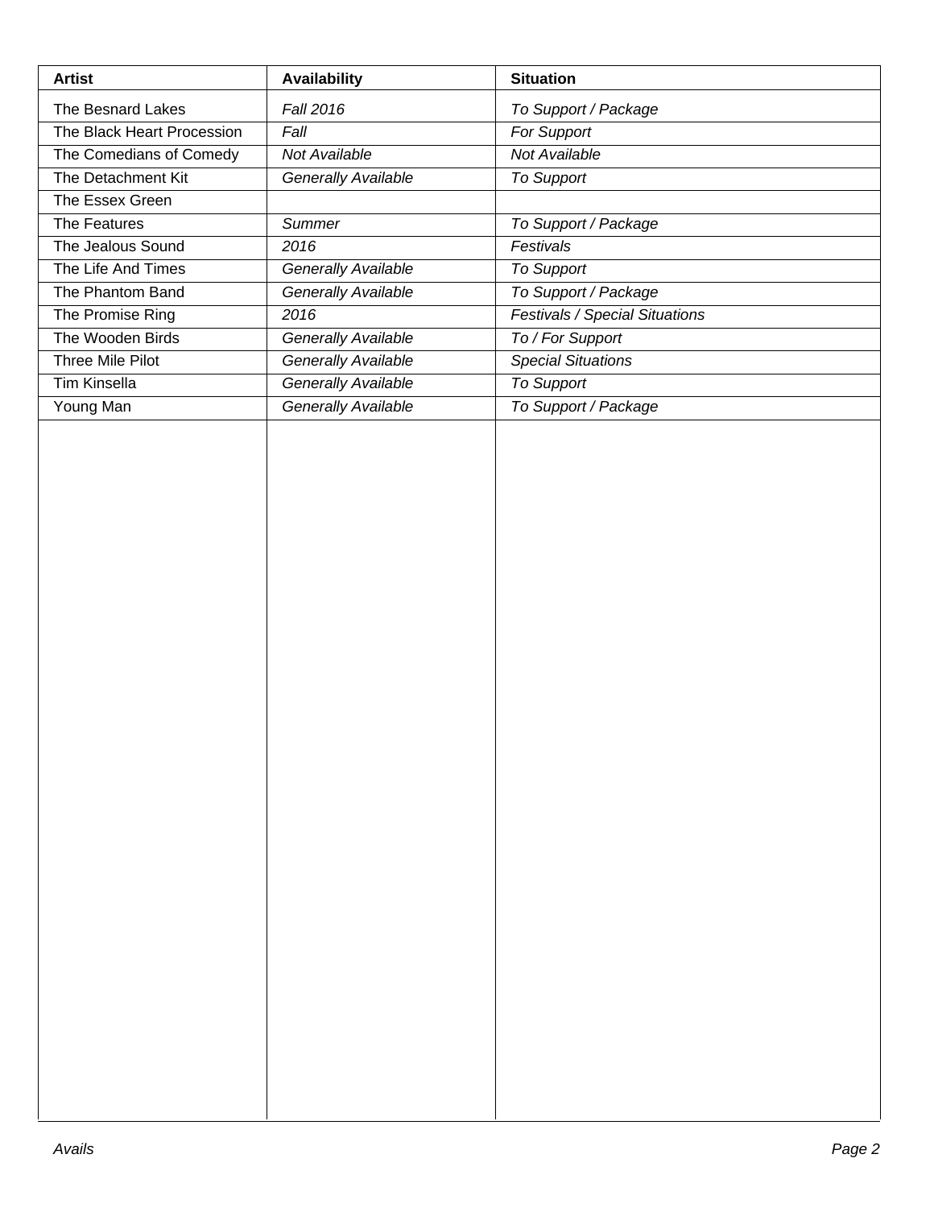| Artist | Availability | Situation |
|---|---|---|
| The Besnard Lakes | *Fall 2016* | *To Support / Package* |
| The Black Heart Procession | *Fall* | *For Support* |
| The Comedians of Comedy | *Not Available* | *Not Available* |
| The Detachment Kit | *Generally Available* | *To Support* |
| The Essex Green | | |
| The Features | *Summer* | *To Support / Package* |
| The Jealous Sound | *2016* | *Festivals* |
| The Life And Times | *Generally Available* | *To Support* |
| The Phantom Band | *Generally Available* | *To Support / Package* |
| The Promise Ring | *2016* | *Festivals / Special Situations* |
| The Wooden Birds | *Generally Available* | *To / For Support* |
| Three Mile Pilot | *Generally Available* | *Special Situations* |
| Tim Kinsella | *Generally Available* | *To Support* |
| Young Man | *Generally Available* | *To Support / Package* |